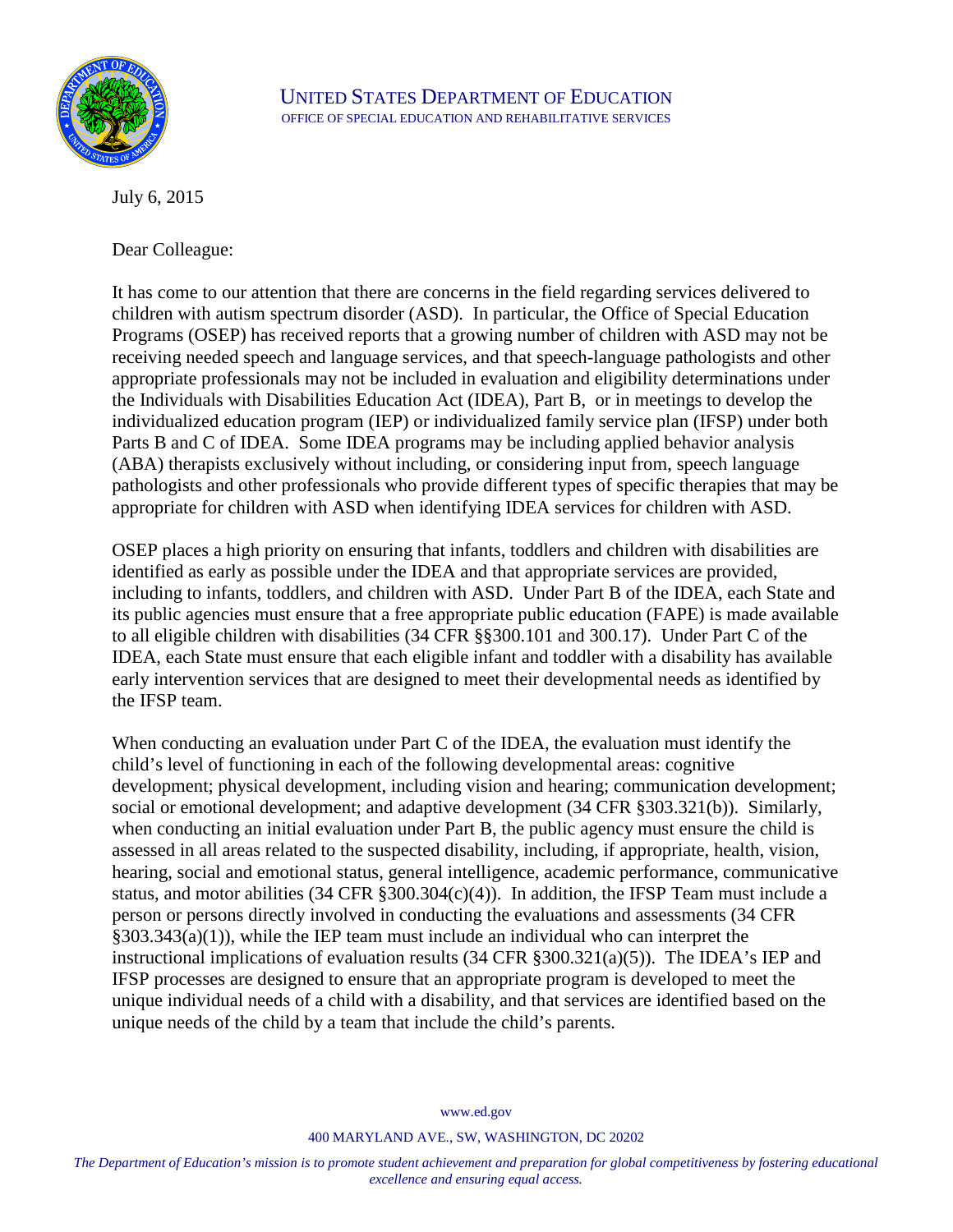UNITED STATES DEPARTMENT OF EDUCATION
OFFICE OF SPECIAL EDUCATION AND REHABILITATIVE SERVICES

July 6, 2015

Dear Colleague:

It has come to our attention that there are concerns in the field regarding services delivered to children with autism spectrum disorder (ASD). In particular, the Office of Special Education Programs (OSEP) has received reports that a growing number of children with ASD may not be receiving needed speech and language services, and that speech-language pathologists and other appropriate professionals may not be included in evaluation and eligibility determinations under the Individuals with Disabilities Education Act (IDEA), Part B, or in meetings to develop the individualized education program (IEP) or individualized family service plan (IFSP) under both Parts B and C of IDEA. Some IDEA programs may be including applied behavior analysis (ABA) therapists exclusively without including, or considering input from, speech language pathologists and other professionals who provide different types of specific therapies that may be appropriate for children with ASD when identifying IDEA services for children with ASD.

OSEP places a high priority on ensuring that infants, toddlers and children with disabilities are identified as early as possible under the IDEA and that appropriate services are provided, including to infants, toddlers, and children with ASD. Under Part B of the IDEA, each State and its public agencies must ensure that a free appropriate public education (FAPE) is made available to all eligible children with disabilities (34 CFR §§300.101 and 300.17). Under Part C of the IDEA, each State must ensure that each eligible infant and toddler with a disability has available early intervention services that are designed to meet their developmental needs as identified by the IFSP team.

When conducting an evaluation under Part C of the IDEA, the evaluation must identify the child's level of functioning in each of the following developmental areas: cognitive development; physical development, including vision and hearing; communication development; social or emotional development; and adaptive development (34 CFR §303.321(b)). Similarly, when conducting an initial evaluation under Part B, the public agency must ensure the child is assessed in all areas related to the suspected disability, including, if appropriate, health, vision, hearing, social and emotional status, general intelligence, academic performance, communicative status, and motor abilities (34 CFR §300.304(c)(4)). In addition, the IFSP Team must include a person or persons directly involved in conducting the evaluations and assessments (34 CFR §303.343(a)(1)), while the IEP team must include an individual who can interpret the instructional implications of evaluation results (34 CFR §300.321(a)(5)). The IDEA's IEP and IFSP processes are designed to ensure that an appropriate program is developed to meet the unique individual needs of a child with a disability, and that services are identified based on the unique needs of the child by a team that include the child's parents.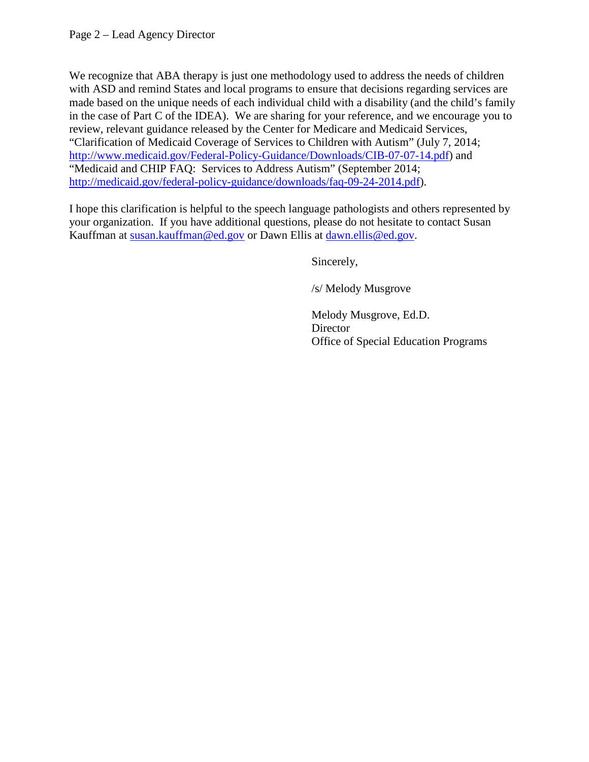We recognize that ABA therapy is just one methodology used to address the needs of children with ASD and remind States and local programs to ensure that decisions regarding services are made based on the unique needs of each individual child with a disability (and the child's family in the case of Part C of the IDEA). We are sharing for your reference, and we encourage you to review, relevant guidance released by the Center for Medicare and Medicaid Services, "Clarification of Medicaid Coverage of Services to Children with Autism" (July 7, 2014; http://www.medicaid.gov/Federal-Policy-Guidance/Downloads/CIB-07-07-14.pdf) and "Medicaid and CHIP FAQ: Services to Address Autism" (September 2014; http://medicaid.gov/federal-policy-guidance/downloads/faq-09-24-2014.pdf).

I hope this clarification is helpful to the speech language pathologists and others represented by your organization. If you have additional questions, please do not hesitate to contact Susan Kauffman at susan.kauffman@ed.gov or Dawn Ellis at dawn.ellis@ed.gov.

Sincerely,

/s/ Melody Musgrove

Melody Musgrove, Ed.D.
Director
Office of Special Education Programs